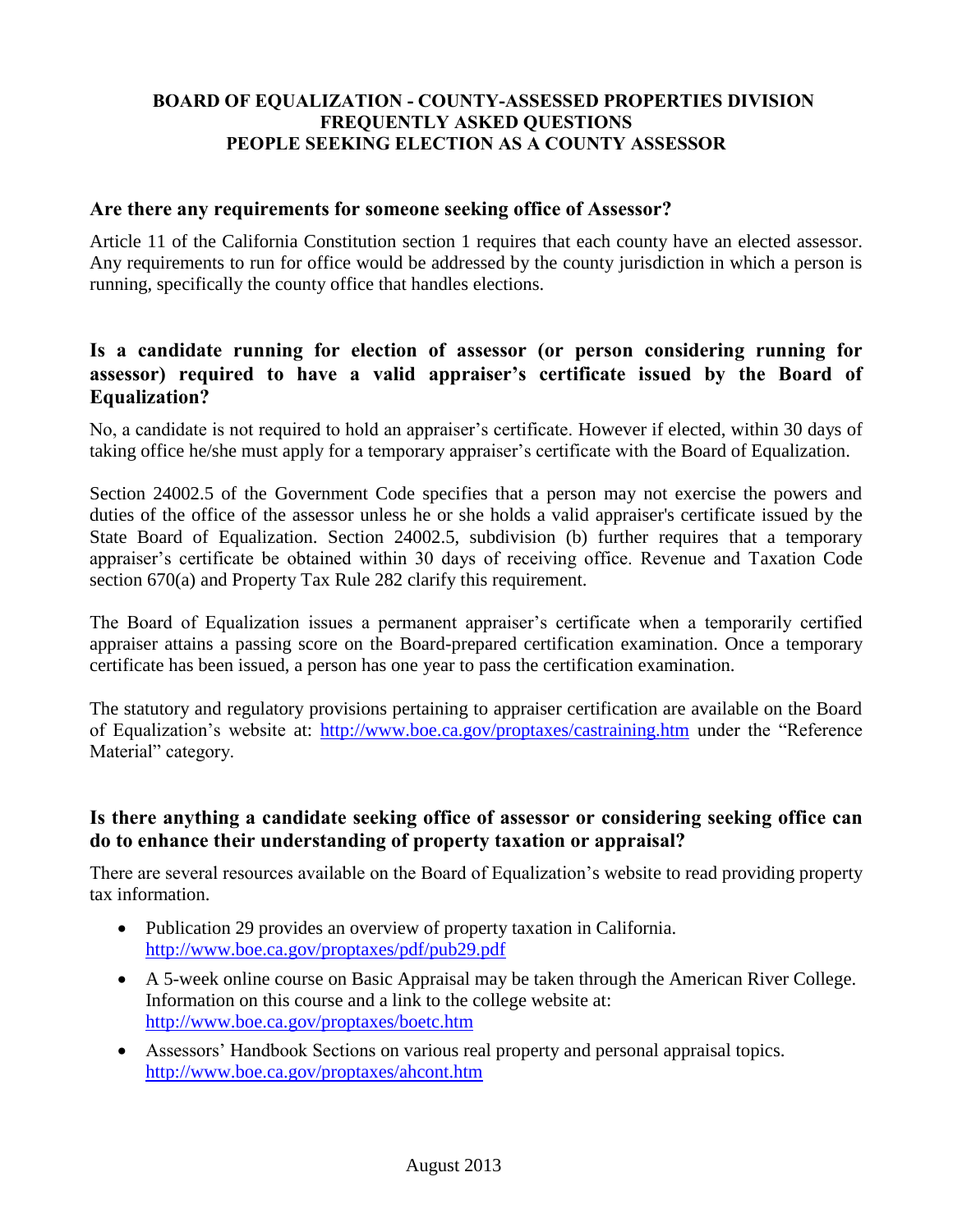# BOARD OF EQUALIZATION - COUNTY-ASSESSED PROPERTIES DIVISION
# FREQUENTLY ASKED QUESTIONS
# PEOPLE SEEKING ELECTION AS A COUNTY ASSESSOR

### Are there any requirements for someone seeking office of Assessor?

Article 11 of the California Constitution section 1 requires that each county have an elected assessor. Any requirements to run for office would be addressed by the county jurisdiction in which a person is running, specifically the county office that handles elections.

### Is a candidate running for election of assessor (or person considering running for assessor) required to have a valid appraiser's certificate issued by the Board of Equalization?

No, a candidate is not required to hold an appraiser's certificate. However if elected, within 30 days of taking office he/she must apply for a temporary appraiser's certificate with the Board of Equalization.

Section 24002.5 of the Government Code specifies that a person may not exercise the powers and duties of the office of the assessor unless he or she holds a valid appraiser's certificate issued by the State Board of Equalization. Section 24002.5, subdivision (b) further requires that a temporary appraiser's certificate be obtained within 30 days of receiving office. Revenue and Taxation Code section 670(a) and Property Tax Rule 282 clarify this requirement.

The Board of Equalization issues a permanent appraiser's certificate when a temporarily certified appraiser attains a passing score on the Board-prepared certification examination. Once a temporary certificate has been issued, a person has one year to pass the certification examination.

The statutory and regulatory provisions pertaining to appraiser certification are available on the Board of Equalization's website at: http://www.boe.ca.gov/proptaxes/castraining.htm under the "Reference Material" category.

### Is there anything a candidate seeking office of assessor or considering seeking office can do to enhance their understanding of property taxation or appraisal?

There are several resources available on the Board of Equalization's website to read providing property tax information.

- Publication 29 provides an overview of property taxation in California.
  http://www.boe.ca.gov/proptaxes/pdf/pub29.pdf
- A 5-week online course on Basic Appraisal may be taken through the American River College. Information on this course and a link to the college website at:
  http://www.boe.ca.gov/proptaxes/boetc.htm
- Assessors' Handbook Sections on various real property and personal appraisal topics.
  http://www.boe.ca.gov/proptaxes/ahcont.htm

August 2013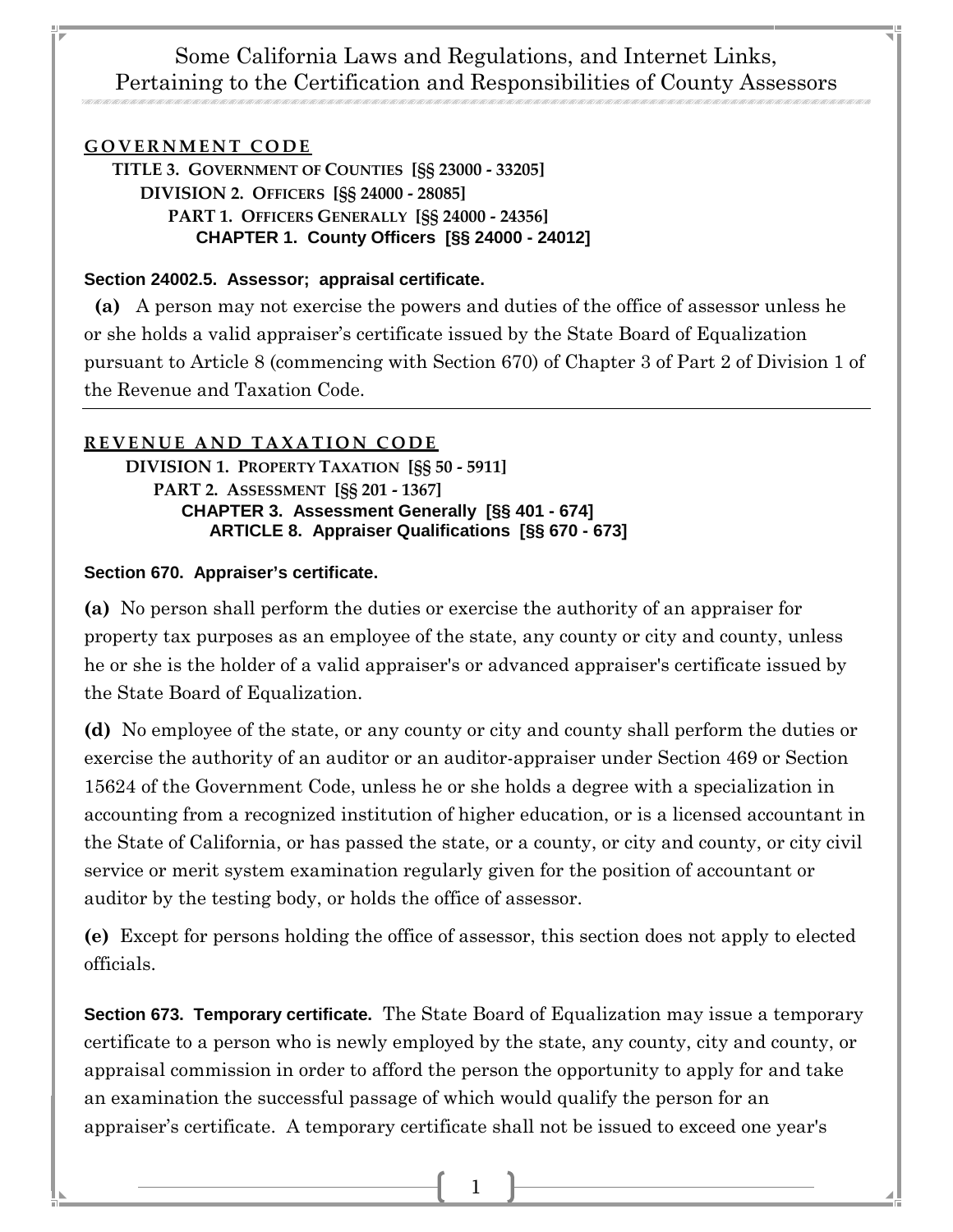# Some California Laws and Regulations, and Internet Links, Pertaining to the Certification and Responsibilities of County Assessors

## GOVERNMENT CODE

**TITLE 3. GOVERNMENT OF COUNTIES [§§ 23000 - 33205]**

**DIVISION 2. OFFICERS [§§ 24000 - 28085]**

**PART 1. OFFICERS GENERALLY [§§ 24000 - 24356]**

**CHAPTER 1. County Officers [§§ 24000 - 24012]**

### Section 24002.5. Assessor; appraisal certificate.

**(a)** A person may not exercise the powers and duties of the office of assessor unless he or she holds a valid appraiser's certificate issued by the State Board of Equalization pursuant to Article 8 (commencing with Section 670) of Chapter 3 of Part 2 of Division 1 of the Revenue and Taxation Code.

---

## REVENUE AND TAXATION CODE

**DIVISION 1. PROPERTY TAXATION [§§ 50 - 5911]**

**PART 2. ASSESSMENT [§§ 201 - 1367]**

**CHAPTER 3. Assessment Generally [§§ 401 - 674]**

**ARTICLE 8. Appraiser Qualifications [§§ 670 - 673]**

### Section 670. Appraiser's certificate.

**(a)** No person shall perform the duties or exercise the authority of an appraiser for property tax purposes as an employee of the state, any county or city and county, unless he or she is the holder of a valid appraiser's or advanced appraiser's certificate issued by the State Board of Equalization.

**(d)** No employee of the state, or any county or city and county shall perform the duties or exercise the authority of an auditor or an auditor-appraiser under Section 469 or Section 15624 of the Government Code, unless he or she holds a degree with a specialization in accounting from a recognized institution of higher education, or is a licensed accountant in the State of California, or has passed the state, or a county, or city and county, or city civil service or merit system examination regularly given for the position of accountant or auditor by the testing body, or holds the office of assessor.

**(e)** Except for persons holding the office of assessor, this section does not apply to elected officials.

**Section 673. Temporary certificate.** The State Board of Equalization may issue a temporary certificate to a person who is newly employed by the state, any county, city and county, or appraisal commission in order to afford the person the opportunity to apply for and take an examination the successful passage of which would qualify the person for an appraiser's certificate. A temporary certificate shall not be issued to exceed one year's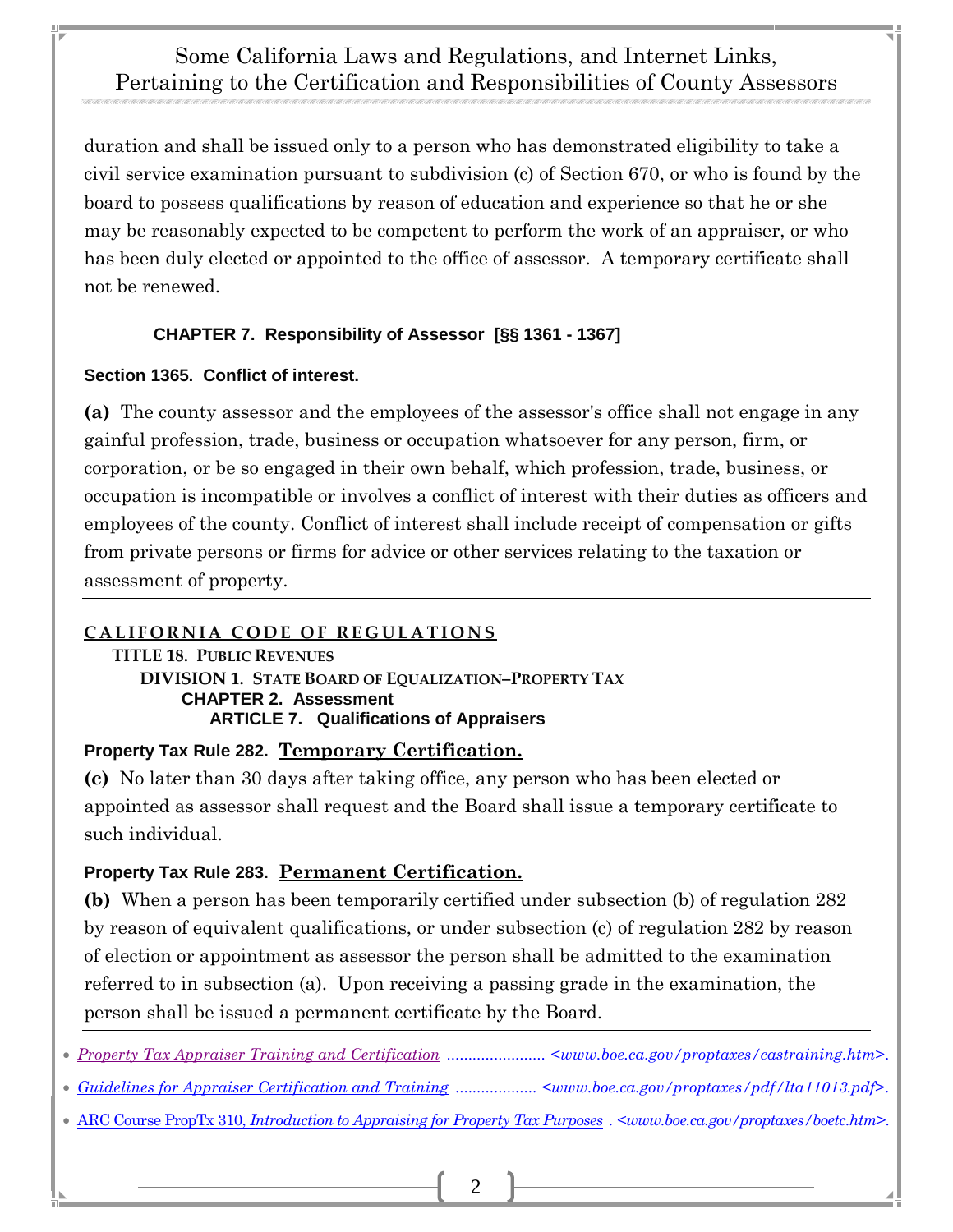duration and shall be issued only to a person who has demonstrated eligibility to take a civil service examination pursuant to subdivision (c) of Section 670, or who is found by the board to possess qualifications by reason of education and experience so that he or she may be reasonably expected to be competent to perform the work of an appraiser, or who has been duly elected or appointed to the office of assessor. A temporary certificate shall not be renewed.

### CHAPTER 7. Responsibility of Assessor [§§ 1361 - 1367]

#### Section 1365. Conflict of interest.

**(a)** The county assessor and the employees of the assessor's office shall not engage in any gainful profession, trade, business or occupation whatsoever for any person, firm, or corporation, or be so engaged in their own behalf, which profession, trade, business, or occupation is incompatible or involves a conflict of interest with their duties as officers and employees of the county. Conflict of interest shall include receipt of compensation or gifts from private persons or firms for advice or other services relating to the taxation or assessment of property.

---

## CALIFORNIA CODE OF REGULATIONS

**TITLE 18. PUBLIC REVENUES**
**DIVISION 1. STATE BOARD OF EQUALIZATION–PROPERTY TAX**
**CHAPTER 2. Assessment**
**ARTICLE 7. Qualifications of Appraisers**

#### Property Tax Rule 282. Temporary Certification.

**(c)** No later than 30 days after taking office, any person who has been elected or appointed as assessor shall request and the Board shall issue a temporary certificate to such individual.

#### Property Tax Rule 283. Permanent Certification.

**(b)** When a person has been temporarily certified under subsection (b) of regulation 282 by reason of equivalent qualifications, or under subsection (c) of regulation 282 by reason of election or appointment as assessor the person shall be admitted to the examination referred to in subsection (a). Upon receiving a passing grade in the examination, the person shall be issued a permanent certificate by the Board.

---

- *Property Tax Appraiser Training and Certification* ....................... *<www.boe.ca.gov/proptaxes/castraining.htm>.*
- *Guidelines for Appraiser Certification and Training* ................... *<www.boe.ca.gov/proptaxes/pdf/lta11013.pdf>.*
- ARC Course PropTx 310, *Introduction to Appraising for Property Tax Purposes* . *<www.boe.ca.gov/proptaxes/boetc.htm>.*